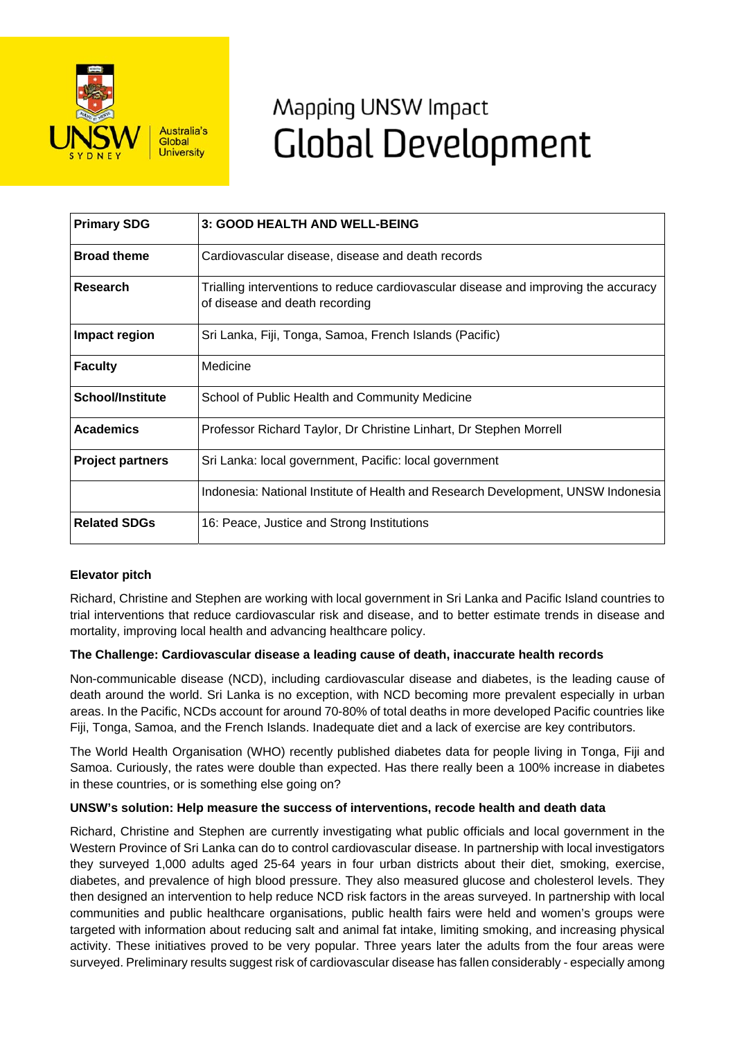# Mapping UNSW Impact
# Global Development

| **Primary SDG** | **3: GOOD HEALTH AND WELL-BEING** |
|---|---|
| **Broad theme** | Cardiovascular disease, disease and death records |
| **Research** | Trialling interventions to reduce cardiovascular disease and improving the accuracy of disease and death recording |
| **Impact region** | Sri Lanka, Fiji, Tonga, Samoa, French Islands (Pacific) |
| **Faculty** | Medicine |
| **School/Institute** | School of Public Health and Community Medicine |
| **Academics** | Professor Richard Taylor, Dr Christine Linhart, Dr Stephen Morrell |
| **Project partners** | Sri Lanka: local government, Pacific: local government |
| | Indonesia: National Institute of Health and Research Development, UNSW Indonesia |
| **Related SDGs** | 16: Peace, Justice and Strong Institutions |

**Elevator pitch**

Richard, Christine and Stephen are working with local government in Sri Lanka and Pacific Island countries to trial interventions that reduce cardiovascular risk and disease, and to better estimate trends in disease and mortality, improving local health and advancing healthcare policy.

**The Challenge: Cardiovascular disease a leading cause of death, inaccurate health records**

Non-communicable disease (NCD), including cardiovascular disease and diabetes, is the leading cause of death around the world. Sri Lanka is no exception, with NCD becoming more prevalent especially in urban areas. In the Pacific, NCDs account for around 70-80% of total deaths in more developed Pacific countries like Fiji, Tonga, Samoa, and the French Islands. Inadequate diet and a lack of exercise are key contributors.

The World Health Organisation (WHO) recently published diabetes data for people living in Tonga, Fiji and Samoa. Curiously, the rates were double than expected. Has there really been a 100% increase in diabetes in these countries, or is something else going on?

**UNSW's solution: Help measure the success of interventions, recode health and death data**

Richard, Christine and Stephen are currently investigating what public officials and local government in the Western Province of Sri Lanka can do to control cardiovascular disease. In partnership with local investigators they surveyed 1,000 adults aged 25-64 years in four urban districts about their diet, smoking, exercise, diabetes, and prevalence of high blood pressure. They also measured glucose and cholesterol levels. They then designed an intervention to help reduce NCD risk factors in the areas surveyed. In partnership with local communities and public healthcare organisations, public health fairs were held and women's groups were targeted with information about reducing salt and animal fat intake, limiting smoking, and increasing physical activity. These initiatives proved to be very popular. Three years later the adults from the four areas were surveyed. Preliminary results suggest risk of cardiovascular disease has fallen considerably - especially among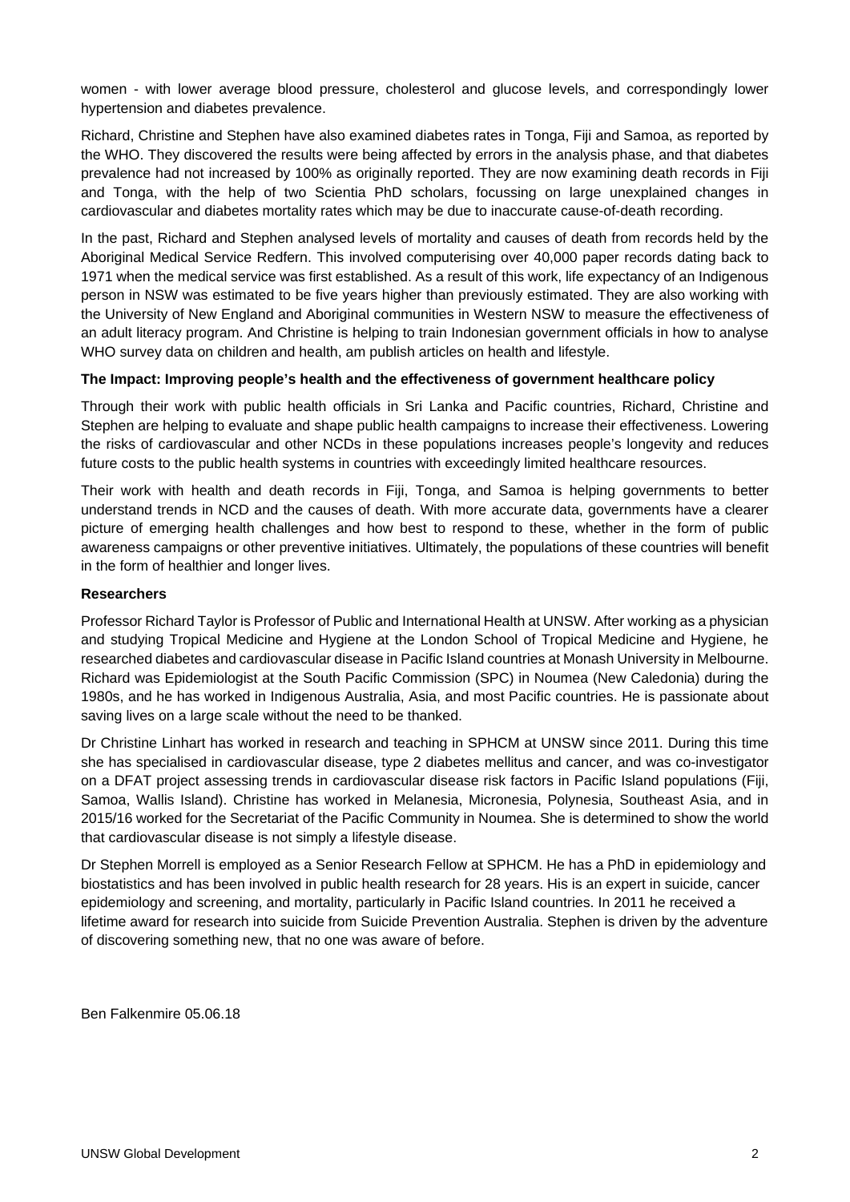women - with lower average blood pressure, cholesterol and glucose levels, and correspondingly lower hypertension and diabetes prevalence.

Richard, Christine and Stephen have also examined diabetes rates in Tonga, Fiji and Samoa, as reported by the WHO. They discovered the results were being affected by errors in the analysis phase, and that diabetes prevalence had not increased by 100% as originally reported. They are now examining death records in Fiji and Tonga, with the help of two Scientia PhD scholars, focussing on large unexplained changes in cardiovascular and diabetes mortality rates which may be due to inaccurate cause-of-death recording.

In the past, Richard and Stephen analysed levels of mortality and causes of death from records held by the Aboriginal Medical Service Redfern. This involved computerising over 40,000 paper records dating back to 1971 when the medical service was first established. As a result of this work, life expectancy of an Indigenous person in NSW was estimated to be five years higher than previously estimated. They are also working with the University of New England and Aboriginal communities in Western NSW to measure the effectiveness of an adult literacy program. And Christine is helping to train Indonesian government officials in how to analyse WHO survey data on children and health, am publish articles on health and lifestyle.

**The Impact: Improving people's health and the effectiveness of government healthcare policy**

Through their work with public health officials in Sri Lanka and Pacific countries, Richard, Christine and Stephen are helping to evaluate and shape public health campaigns to increase their effectiveness. Lowering the risks of cardiovascular and other NCDs in these populations increases people's longevity and reduces future costs to the public health systems in countries with exceedingly limited healthcare resources.

Their work with health and death records in Fiji, Tonga, and Samoa is helping governments to better understand trends in NCD and the causes of death. With more accurate data, governments have a clearer picture of emerging health challenges and how best to respond to these, whether in the form of public awareness campaigns or other preventive initiatives. Ultimately, the populations of these countries will benefit in the form of healthier and longer lives.

**Researchers**

Professor Richard Taylor is Professor of Public and International Health at UNSW. After working as a physician and studying Tropical Medicine and Hygiene at the London School of Tropical Medicine and Hygiene, he researched diabetes and cardiovascular disease in Pacific Island countries at Monash University in Melbourne. Richard was Epidemiologist at the South Pacific Commission (SPC) in Noumea (New Caledonia) during the 1980s, and he has worked in Indigenous Australia, Asia, and most Pacific countries. He is passionate about saving lives on a large scale without the need to be thanked.

Dr Christine Linhart has worked in research and teaching in SPHCM at UNSW since 2011. During this time she has specialised in cardiovascular disease, type 2 diabetes mellitus and cancer, and was co-investigator on a DFAT project assessing trends in cardiovascular disease risk factors in Pacific Island populations (Fiji, Samoa, Wallis Island). Christine has worked in Melanesia, Micronesia, Polynesia, Southeast Asia, and in 2015/16 worked for the Secretariat of the Pacific Community in Noumea. She is determined to show the world that cardiovascular disease is not simply a lifestyle disease.

Dr Stephen Morrell is employed as a Senior Research Fellow at SPHCM. He has a PhD in epidemiology and biostatistics and has been involved in public health research for 28 years. His is an expert in suicide, cancer epidemiology and screening, and mortality, particularly in Pacific Island countries. In 2011 he received a lifetime award for research into suicide from Suicide Prevention Australia. Stephen is driven by the adventure of discovering something new, that no one was aware of before.

Ben Falkenmire 05.06.18